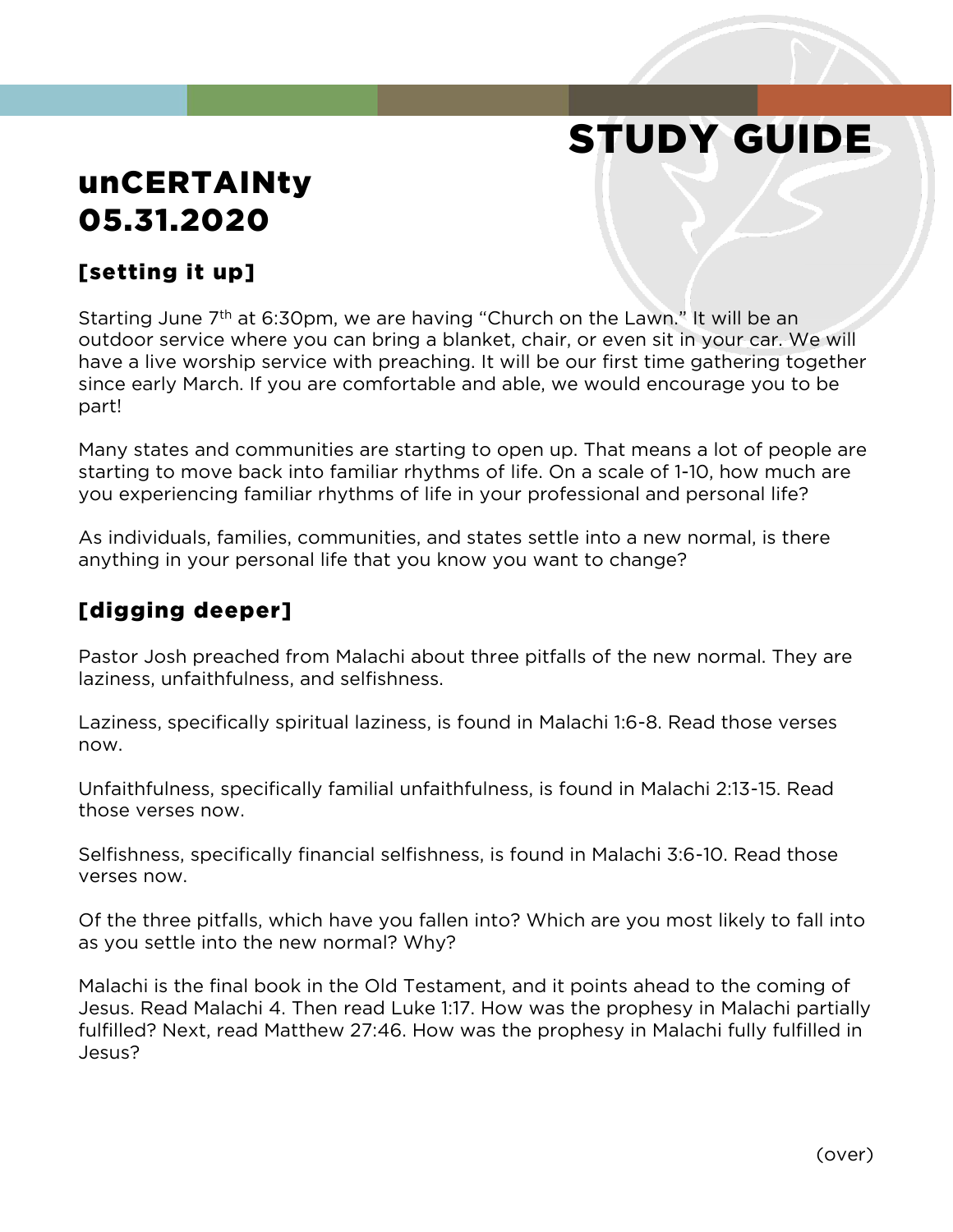# STUDY GUIDE

## unCERTAINty
## 05.31.2020

### [setting it up]

Starting June 7th at 6:30pm, we are having "Church on the Lawn." It will be an outdoor service where you can bring a blanket, chair, or even sit in your car. We will have a live worship service with preaching. It will be our first time gathering together since early March. If you are comfortable and able, we would encourage you to be part!

Many states and communities are starting to open up. That means a lot of people are starting to move back into familiar rhythms of life. On a scale of 1-10, how much are you experiencing familiar rhythms of life in your professional and personal life?

As individuals, families, communities, and states settle into a new normal, is there anything in your personal life that you know you want to change?

### [digging deeper]

Pastor Josh preached from Malachi about three pitfalls of the new normal. They are laziness, unfaithfulness, and selfishness.

Laziness, specifically spiritual laziness, is found in Malachi 1:6-8. Read those verses now.

Unfaithfulness, specifically familial unfaithfulness, is found in Malachi 2:13-15. Read those verses now.

Selfishness, specifically financial selfishness, is found in Malachi 3:6-10. Read those verses now.

Of the three pitfalls, which have you fallen into? Which are you most likely to fall into as you settle into the new normal? Why?

Malachi is the final book in the Old Testament, and it points ahead to the coming of Jesus. Read Malachi 4. Then read Luke 1:17. How was the prophesy in Malachi partially fulfilled? Next, read Matthew 27:46. How was the prophesy in Malachi fully fulfilled in Jesus?

(over)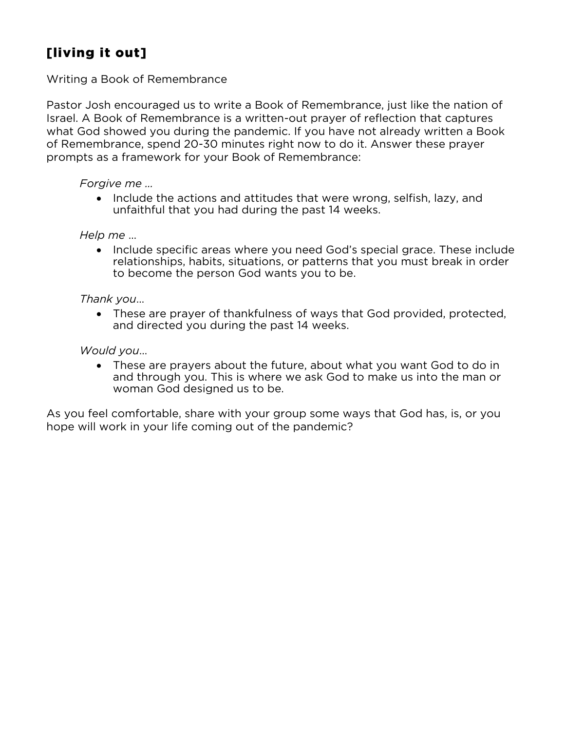## [living it out]

Writing a Book of Remembrance

Pastor Josh encouraged us to write a Book of Remembrance, just like the nation of Israel. A Book of Remembrance is a written-out prayer of reflection that captures what God showed you during the pandemic. If you have not already written a Book of Remembrance, spend 20-30 minutes right now to do it. Answer these prayer prompts as a framework for your Book of Remembrance:

*Forgive me …*

- Include the actions and attitudes that were wrong, selfish, lazy, and unfaithful that you had during the past 14 weeks.

*Help me …*

- Include specific areas where you need God's special grace. These include relationships, habits, situations, or patterns that you must break in order to become the person God wants you to be.

*Thank you…*

- These are prayer of thankfulness of ways that God provided, protected, and directed you during the past 14 weeks.

*Would you…*

- These are prayers about the future, about what you want God to do in and through you. This is where we ask God to make us into the man or woman God designed us to be.

As you feel comfortable, share with your group some ways that God has, is, or you hope will work in your life coming out of the pandemic?